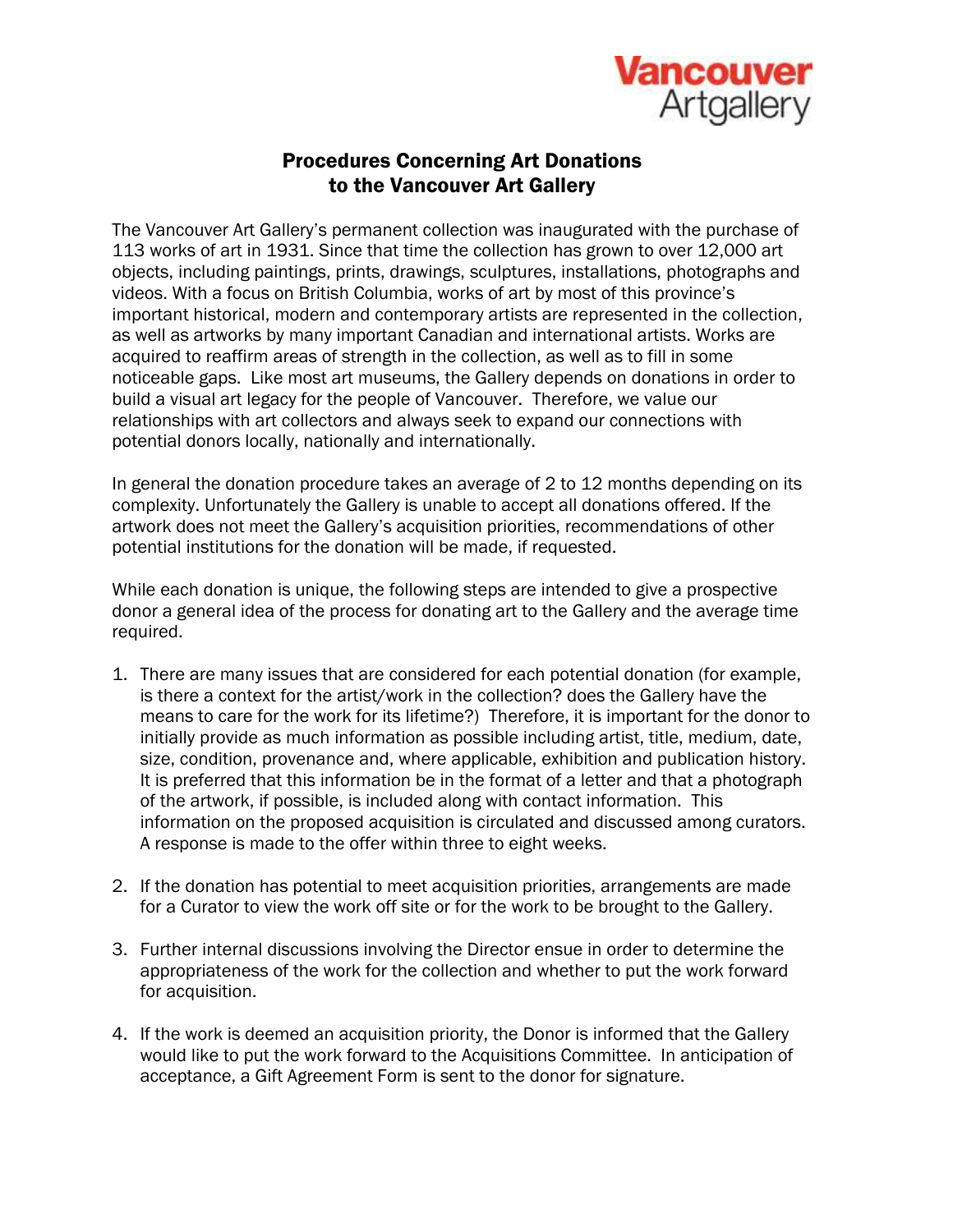Vancouver Artgallery

# Procedures Concerning Art Donations to the Vancouver Art Gallery

The Vancouver Art Gallery's permanent collection was inaugurated with the purchase of 113 works of art in 1931. Since that time the collection has grown to over 12,000 art objects, including paintings, prints, drawings, sculptures, installations, photographs and videos. With a focus on British Columbia, works of art by most of this province's important historical, modern and contemporary artists are represented in the collection, as well as artworks by many important Canadian and international artists. Works are acquired to reaffirm areas of strength in the collection, as well as to fill in some noticeable gaps. Like most art museums, the Gallery depends on donations in order to build a visual art legacy for the people of Vancouver. Therefore, we value our relationships with art collectors and always seek to expand our connections with potential donors locally, nationally and internationally.

In general the donation procedure takes an average of 2 to 12 months depending on its complexity. Unfortunately the Gallery is unable to accept all donations offered. If the artwork does not meet the Gallery's acquisition priorities, recommendations of other potential institutions for the donation will be made, if requested.

While each donation is unique, the following steps are intended to give a prospective donor a general idea of the process for donating art to the Gallery and the average time required.

1. There are many issues that are considered for each potential donation (for example, is there a context for the artist/work in the collection? does the Gallery have the means to care for the work for its lifetime?) Therefore, it is important for the donor to initially provide as much information as possible including artist, title, medium, date, size, condition, provenance and, where applicable, exhibition and publication history. It is preferred that this information be in the format of a letter and that a photograph of the artwork, if possible, is included along with contact information. This information on the proposed acquisition is circulated and discussed among curators. A response is made to the offer within three to eight weeks.

2. If the donation has potential to meet acquisition priorities, arrangements are made for a Curator to view the work off site or for the work to be brought to the Gallery.

3. Further internal discussions involving the Director ensue in order to determine the appropriateness of the work for the collection and whether to put the work forward for acquisition.

4. If the work is deemed an acquisition priority, the Donor is informed that the Gallery would like to put the work forward to the Acquisitions Committee. In anticipation of acceptance, a Gift Agreement Form is sent to the donor for signature.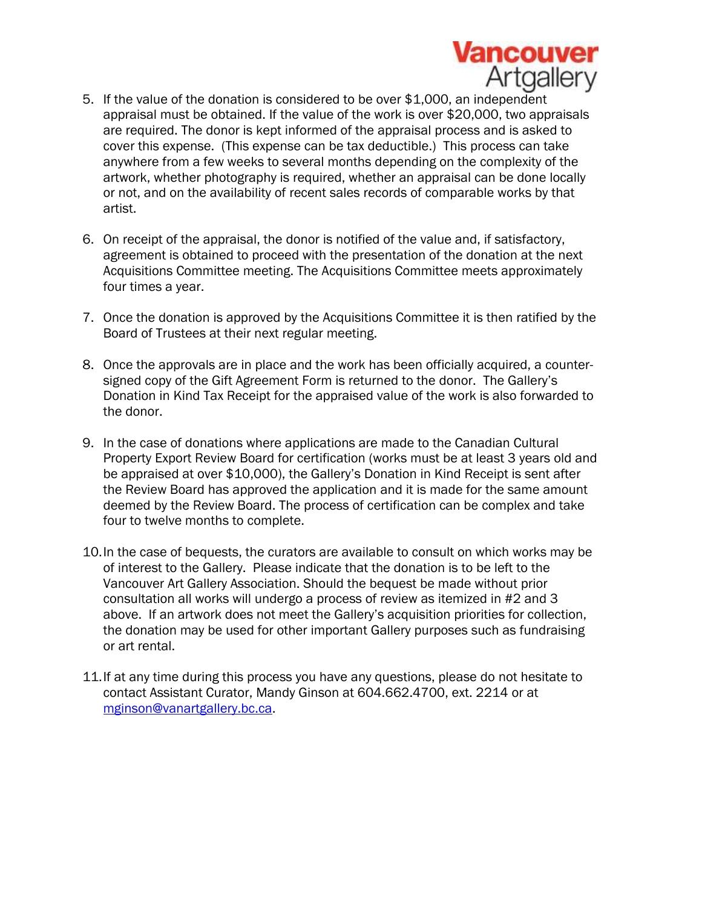5. If the value of the donation is considered to be over $1,000, an independent appraisal must be obtained. If the value of the work is over $20,000, two appraisals are required. The donor is kept informed of the appraisal process and is asked to cover this expense. (This expense can be tax deductible.) This process can take anywhere from a few weeks to several months depending on the complexity of the artwork, whether photography is required, whether an appraisal can be done locally or not, and on the availability of recent sales records of comparable works by that artist.

6. On receipt of the appraisal, the donor is notified of the value and, if satisfactory, agreement is obtained to proceed with the presentation of the donation at the next Acquisitions Committee meeting. The Acquisitions Committee meets approximately four times a year.

7. Once the donation is approved by the Acquisitions Committee it is then ratified by the Board of Trustees at their next regular meeting.

8. Once the approvals are in place and the work has been officially acquired, a counter-signed copy of the Gift Agreement Form is returned to the donor. The Gallery's Donation in Kind Tax Receipt for the appraised value of the work is also forwarded to the donor.

9. In the case of donations where applications are made to the Canadian Cultural Property Export Review Board for certification (works must be at least 3 years old and be appraised at over $10,000), the Gallery's Donation in Kind Receipt is sent after the Review Board has approved the application and it is made for the same amount deemed by the Review Board. The process of certification can be complex and take four to twelve months to complete.

10. In the case of bequests, the curators are available to consult on which works may be of interest to the Gallery. Please indicate that the donation is to be left to the Vancouver Art Gallery Association. Should the bequest be made without prior consultation all works will undergo a process of review as itemized in #2 and 3 above. If an artwork does not meet the Gallery's acquisition priorities for collection, the donation may be used for other important Gallery purposes such as fundraising or art rental.

11. If at any time during this process you have any questions, please do not hesitate to contact Assistant Curator, Mandy Ginson at 604.662.4700, ext. 2214 or at mginson@vanartgallery.bc.ca.